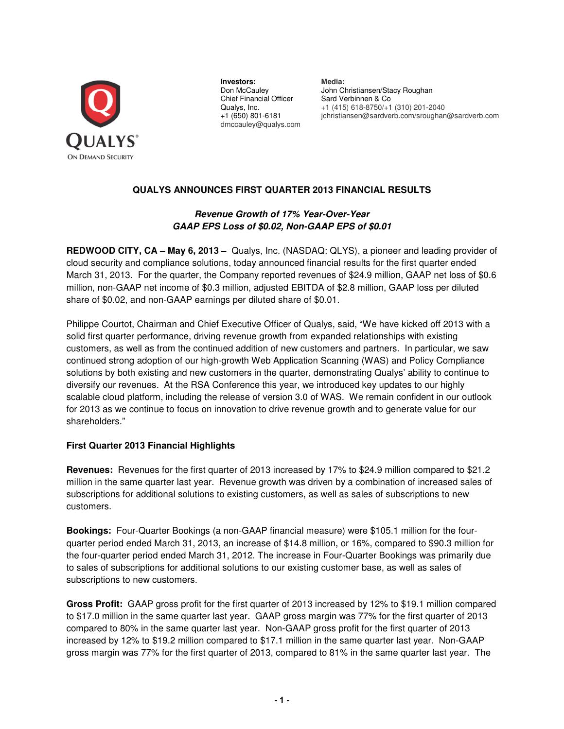**Investors:**
Don McCauley
Chief Financial Officer
Qualys, Inc.
+1 (650) 801-6181
dmccauley@qualys.com

**Media:**
John Christiansen/Stacy Roughan
Sard Verbinnen & Co
+1 (415) 618-8750/+1 (310) 201-2040
jchristiansen@sardverb.com/sroughan@sardverb.com

# QUALYS ANNOUNCES FIRST QUARTER 2013 FINANCIAL RESULTS

***Revenue Growth of 17% Year-Over-Year***
***GAAP EPS Loss of $0.02, Non-GAAP EPS of $0.01***

**REDWOOD CITY, CA – May 6, 2013 –** Qualys, Inc. (NASDAQ: QLYS), a pioneer and leading provider of cloud security and compliance solutions, today announced financial results for the first quarter ended March 31, 2013. For the quarter, the Company reported revenues of $24.9 million, GAAP net loss of $0.6 million, non-GAAP net income of $0.3 million, adjusted EBITDA of $2.8 million, GAAP loss per diluted share of $0.02, and non-GAAP earnings per diluted share of $0.01.

Philippe Courtot, Chairman and Chief Executive Officer of Qualys, said, "We have kicked off 2013 with a solid first quarter performance, driving revenue growth from expanded relationships with existing customers, as well as from the continued addition of new customers and partners. In particular, we saw continued strong adoption of our high-growth Web Application Scanning (WAS) and Policy Compliance solutions by both existing and new customers in the quarter, demonstrating Qualys' ability to continue to diversify our revenues. At the RSA Conference this year, we introduced key updates to our highly scalable cloud platform, including the release of version 3.0 of WAS. We remain confident in our outlook for 2013 as we continue to focus on innovation to drive revenue growth and to generate value for our shareholders."

## First Quarter 2013 Financial Highlights

**Revenues:** Revenues for the first quarter of 2013 increased by 17% to $24.9 million compared to $21.2 million in the same quarter last year. Revenue growth was driven by a combination of increased sales of subscriptions for additional solutions to existing customers, as well as sales of subscriptions to new customers.

**Bookings:** Four-Quarter Bookings (a non-GAAP financial measure) were $105.1 million for the four-quarter period ended March 31, 2013, an increase of $14.8 million, or 16%, compared to $90.3 million for the four-quarter period ended March 31, 2012. The increase in Four-Quarter Bookings was primarily due to sales of subscriptions for additional solutions to our existing customer base, as well as sales of subscriptions to new customers.

**Gross Profit:** GAAP gross profit for the first quarter of 2013 increased by 12% to $19.1 million compared to $17.0 million in the same quarter last year. GAAP gross margin was 77% for the first quarter of 2013 compared to 80% in the same quarter last year. Non-GAAP gross profit for the first quarter of 2013 increased by 12% to $19.2 million compared to $17.1 million in the same quarter last year. Non-GAAP gross margin was 77% for the first quarter of 2013, compared to 81% in the same quarter last year. The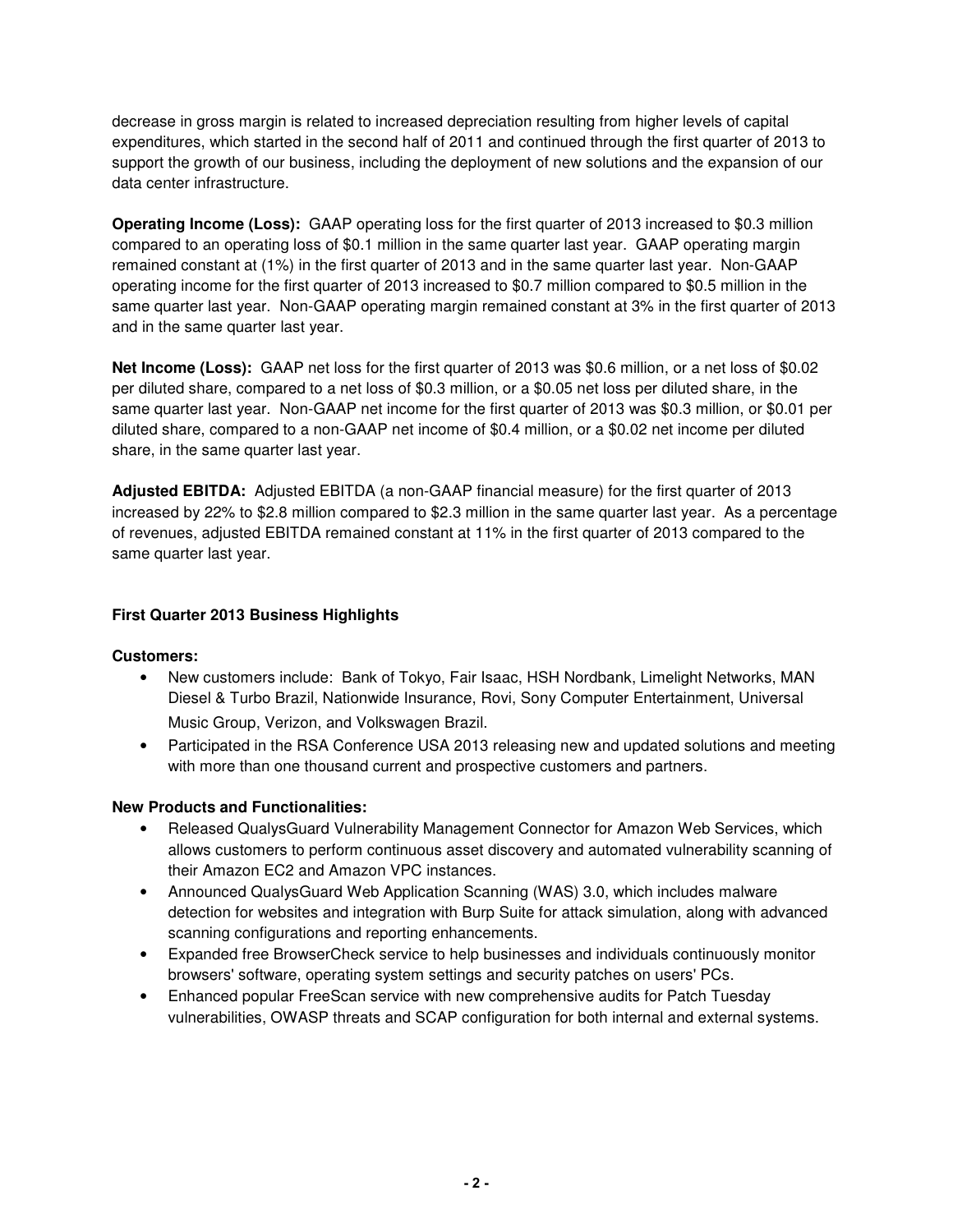decrease in gross margin is related to increased depreciation resulting from higher levels of capital expenditures, which started in the second half of 2011 and continued through the first quarter of 2013 to support the growth of our business, including the deployment of new solutions and the expansion of our data center infrastructure.

**Operating Income (Loss):** GAAP operating loss for the first quarter of 2013 increased to $0.3 million compared to an operating loss of $0.1 million in the same quarter last year. GAAP operating margin remained constant at (1%) in the first quarter of 2013 and in the same quarter last year. Non-GAAP operating income for the first quarter of 2013 increased to $0.7 million compared to $0.5 million in the same quarter last year. Non-GAAP operating margin remained constant at 3% in the first quarter of 2013 and in the same quarter last year.

**Net Income (Loss):** GAAP net loss for the first quarter of 2013 was $0.6 million, or a net loss of $0.02 per diluted share, compared to a net loss of $0.3 million, or a $0.05 net loss per diluted share, in the same quarter last year. Non-GAAP net income for the first quarter of 2013 was $0.3 million, or $0.01 per diluted share, compared to a non-GAAP net income of $0.4 million, or a $0.02 net income per diluted share, in the same quarter last year.

**Adjusted EBITDA:** Adjusted EBITDA (a non-GAAP financial measure) for the first quarter of 2013 increased by 22% to $2.8 million compared to $2.3 million in the same quarter last year. As a percentage of revenues, adjusted EBITDA remained constant at 11% in the first quarter of 2013 compared to the same quarter last year.

## First Quarter 2013 Business Highlights

**Customers:**

- New customers include: Bank of Tokyo, Fair Isaac, HSH Nordbank, Limelight Networks, MAN Diesel & Turbo Brazil, Nationwide Insurance, Rovi, Sony Computer Entertainment, Universal Music Group, Verizon, and Volkswagen Brazil.
- Participated in the RSA Conference USA 2013 releasing new and updated solutions and meeting with more than one thousand current and prospective customers and partners.

**New Products and Functionalities:**

- Released QualysGuard Vulnerability Management Connector for Amazon Web Services, which allows customers to perform continuous asset discovery and automated vulnerability scanning of their Amazon EC2 and Amazon VPC instances.
- Announced QualysGuard Web Application Scanning (WAS) 3.0, which includes malware detection for websites and integration with Burp Suite for attack simulation, along with advanced scanning configurations and reporting enhancements.
- Expanded free BrowserCheck service to help businesses and individuals continuously monitor browsers' software, operating system settings and security patches on users' PCs.
- Enhanced popular FreeScan service with new comprehensive audits for Patch Tuesday vulnerabilities, OWASP threats and SCAP configuration for both internal and external systems.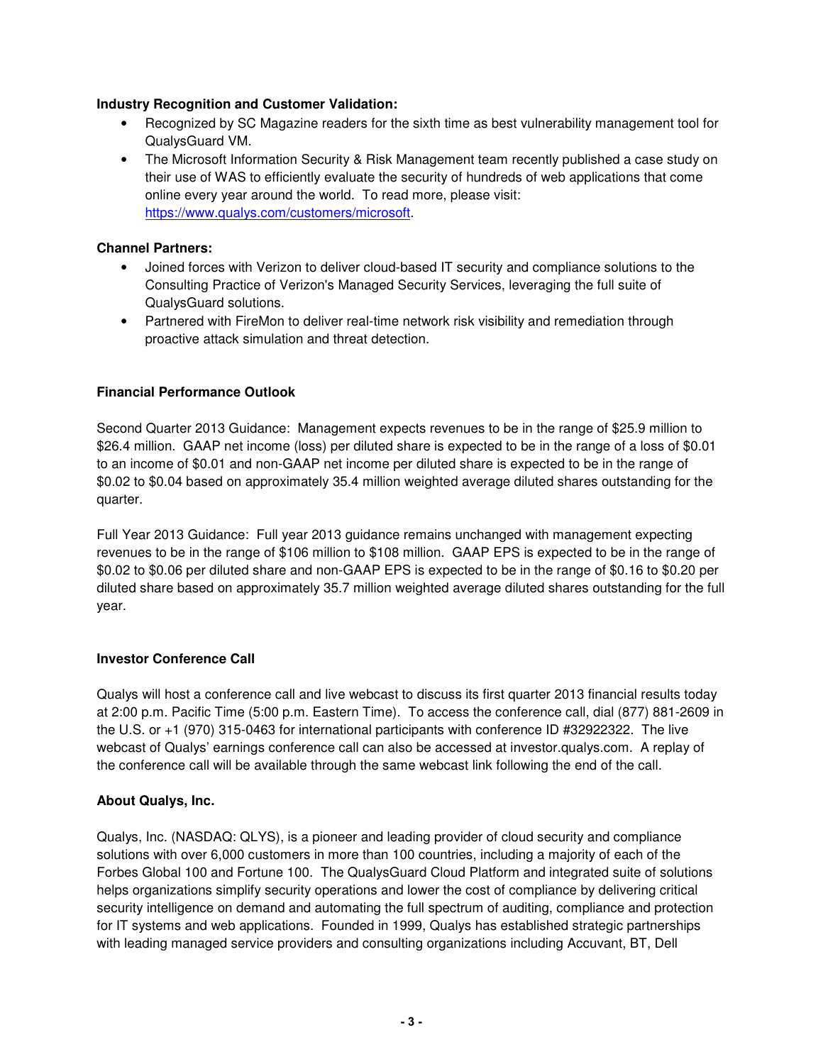**Industry Recognition and Customer Validation:**

- Recognized by SC Magazine readers for the sixth time as best vulnerability management tool for QualysGuard VM.
- The Microsoft Information Security & Risk Management team recently published a case study on their use of WAS to efficiently evaluate the security of hundreds of web applications that come online every year around the world. To read more, please visit: https://www.qualys.com/customers/microsoft.

**Channel Partners:**

- Joined forces with Verizon to deliver cloud-based IT security and compliance solutions to the Consulting Practice of Verizon's Managed Security Services, leveraging the full suite of QualysGuard solutions.
- Partnered with FireMon to deliver real-time network risk visibility and remediation through proactive attack simulation and threat detection.

**Financial Performance Outlook**

Second Quarter 2013 Guidance: Management expects revenues to be in the range of $25.9 million to $26.4 million. GAAP net income (loss) per diluted share is expected to be in the range of a loss of $0.01 to an income of $0.01 and non-GAAP net income per diluted share is expected to be in the range of $0.02 to $0.04 based on approximately 35.4 million weighted average diluted shares outstanding for the quarter.

Full Year 2013 Guidance: Full year 2013 guidance remains unchanged with management expecting revenues to be in the range of $106 million to $108 million. GAAP EPS is expected to be in the range of $0.02 to $0.06 per diluted share and non-GAAP EPS is expected to be in the range of $0.16 to $0.20 per diluted share based on approximately 35.7 million weighted average diluted shares outstanding for the full year.

**Investor Conference Call**

Qualys will host a conference call and live webcast to discuss its first quarter 2013 financial results today at 2:00 p.m. Pacific Time (5:00 p.m. Eastern Time). To access the conference call, dial (877) 881-2609 in the U.S. or +1 (970) 315-0463 for international participants with conference ID #32922322. The live webcast of Qualys' earnings conference call can also be accessed at investor.qualys.com. A replay of the conference call will be available through the same webcast link following the end of the call.

**About Qualys, Inc.**

Qualys, Inc. (NASDAQ: QLYS), is a pioneer and leading provider of cloud security and compliance solutions with over 6,000 customers in more than 100 countries, including a majority of each of the Forbes Global 100 and Fortune 100. The QualysGuard Cloud Platform and integrated suite of solutions helps organizations simplify security operations and lower the cost of compliance by delivering critical security intelligence on demand and automating the full spectrum of auditing, compliance and protection for IT systems and web applications. Founded in 1999, Qualys has established strategic partnerships with leading managed service providers and consulting organizations including Accuvant, BT, Dell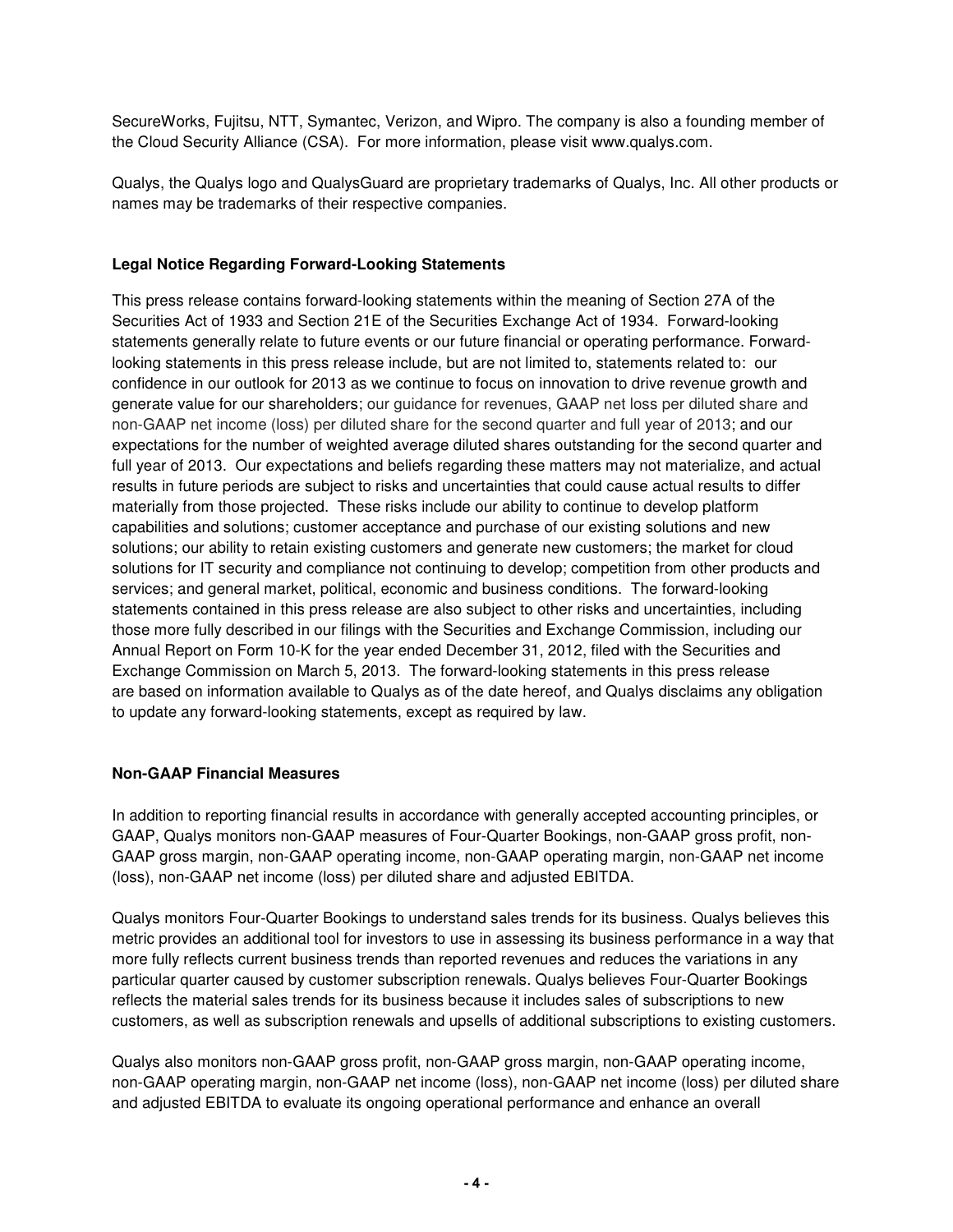SecureWorks, Fujitsu, NTT, Symantec, Verizon, and Wipro. The company is also a founding member of the Cloud Security Alliance (CSA). For more information, please visit www.qualys.com.

Qualys, the Qualys logo and QualysGuard are proprietary trademarks of Qualys, Inc. All other products or names may be trademarks of their respective companies.

**Legal Notice Regarding Forward-Looking Statements**

This press release contains forward-looking statements within the meaning of Section 27A of the Securities Act of 1933 and Section 21E of the Securities Exchange Act of 1934. Forward-looking statements generally relate to future events or our future financial or operating performance. Forward-looking statements in this press release include, but are not limited to, statements related to: our confidence in our outlook for 2013 as we continue to focus on innovation to drive revenue growth and generate value for our shareholders; our guidance for revenues, GAAP net loss per diluted share and non-GAAP net income (loss) per diluted share for the second quarter and full year of 2013; and our expectations for the number of weighted average diluted shares outstanding for the second quarter and full year of 2013. Our expectations and beliefs regarding these matters may not materialize, and actual results in future periods are subject to risks and uncertainties that could cause actual results to differ materially from those projected. These risks include our ability to continue to develop platform capabilities and solutions; customer acceptance and purchase of our existing solutions and new solutions; our ability to retain existing customers and generate new customers; the market for cloud solutions for IT security and compliance not continuing to develop; competition from other products and services; and general market, political, economic and business conditions. The forward-looking statements contained in this press release are also subject to other risks and uncertainties, including those more fully described in our filings with the Securities and Exchange Commission, including our Annual Report on Form 10-K for the year ended December 31, 2012, filed with the Securities and Exchange Commission on March 5, 2013. The forward-looking statements in this press release are based on information available to Qualys as of the date hereof, and Qualys disclaims any obligation to update any forward-looking statements, except as required by law.

**Non-GAAP Financial Measures**

In addition to reporting financial results in accordance with generally accepted accounting principles, or GAAP, Qualys monitors non-GAAP measures of Four-Quarter Bookings, non-GAAP gross profit, non-GAAP gross margin, non-GAAP operating income, non-GAAP operating margin, non-GAAP net income (loss), non-GAAP net income (loss) per diluted share and adjusted EBITDA.

Qualys monitors Four-Quarter Bookings to understand sales trends for its business. Qualys believes this metric provides an additional tool for investors to use in assessing its business performance in a way that more fully reflects current business trends than reported revenues and reduces the variations in any particular quarter caused by customer subscription renewals. Qualys believes Four-Quarter Bookings reflects the material sales trends for its business because it includes sales of subscriptions to new customers, as well as subscription renewals and upsells of additional subscriptions to existing customers.

Qualys also monitors non-GAAP gross profit, non-GAAP gross margin, non-GAAP operating income, non-GAAP operating margin, non-GAAP net income (loss), non-GAAP net income (loss) per diluted share and adjusted EBITDA to evaluate its ongoing operational performance and enhance an overall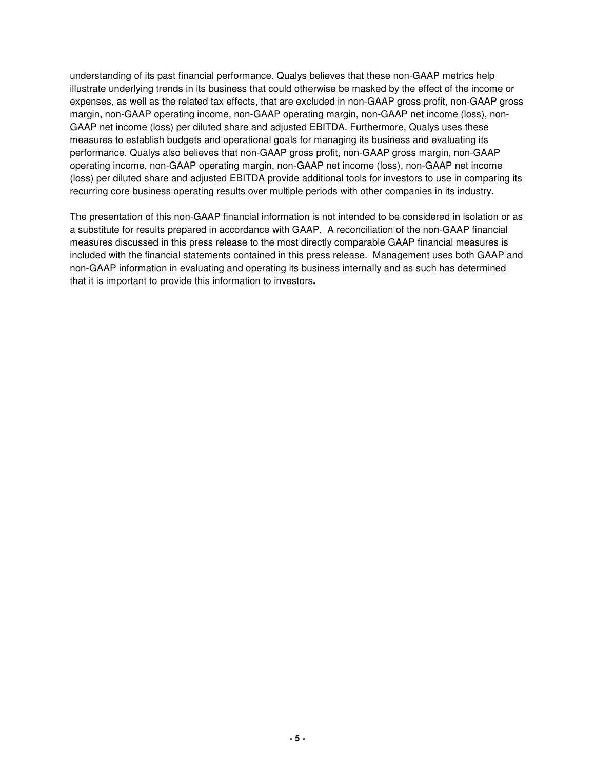understanding of its past financial performance. Qualys believes that these non-GAAP metrics help illustrate underlying trends in its business that could otherwise be masked by the effect of the income or expenses, as well as the related tax effects, that are excluded in non-GAAP gross profit, non-GAAP gross margin, non-GAAP operating income, non-GAAP operating margin, non-GAAP net income (loss), non-GAAP net income (loss) per diluted share and adjusted EBITDA. Furthermore, Qualys uses these measures to establish budgets and operational goals for managing its business and evaluating its performance. Qualys also believes that non-GAAP gross profit, non-GAAP gross margin, non-GAAP operating income, non-GAAP operating margin, non-GAAP net income (loss), non-GAAP net income (loss) per diluted share and adjusted EBITDA provide additional tools for investors to use in comparing its recurring core business operating results over multiple periods with other companies in its industry.

The presentation of this non-GAAP financial information is not intended to be considered in isolation or as a substitute for results prepared in accordance with GAAP. A reconciliation of the non-GAAP financial measures discussed in this press release to the most directly comparable GAAP financial measures is included with the financial statements contained in this press release. Management uses both GAAP and non-GAAP information in evaluating and operating its business internally and as such has determined that it is important to provide this information to investors.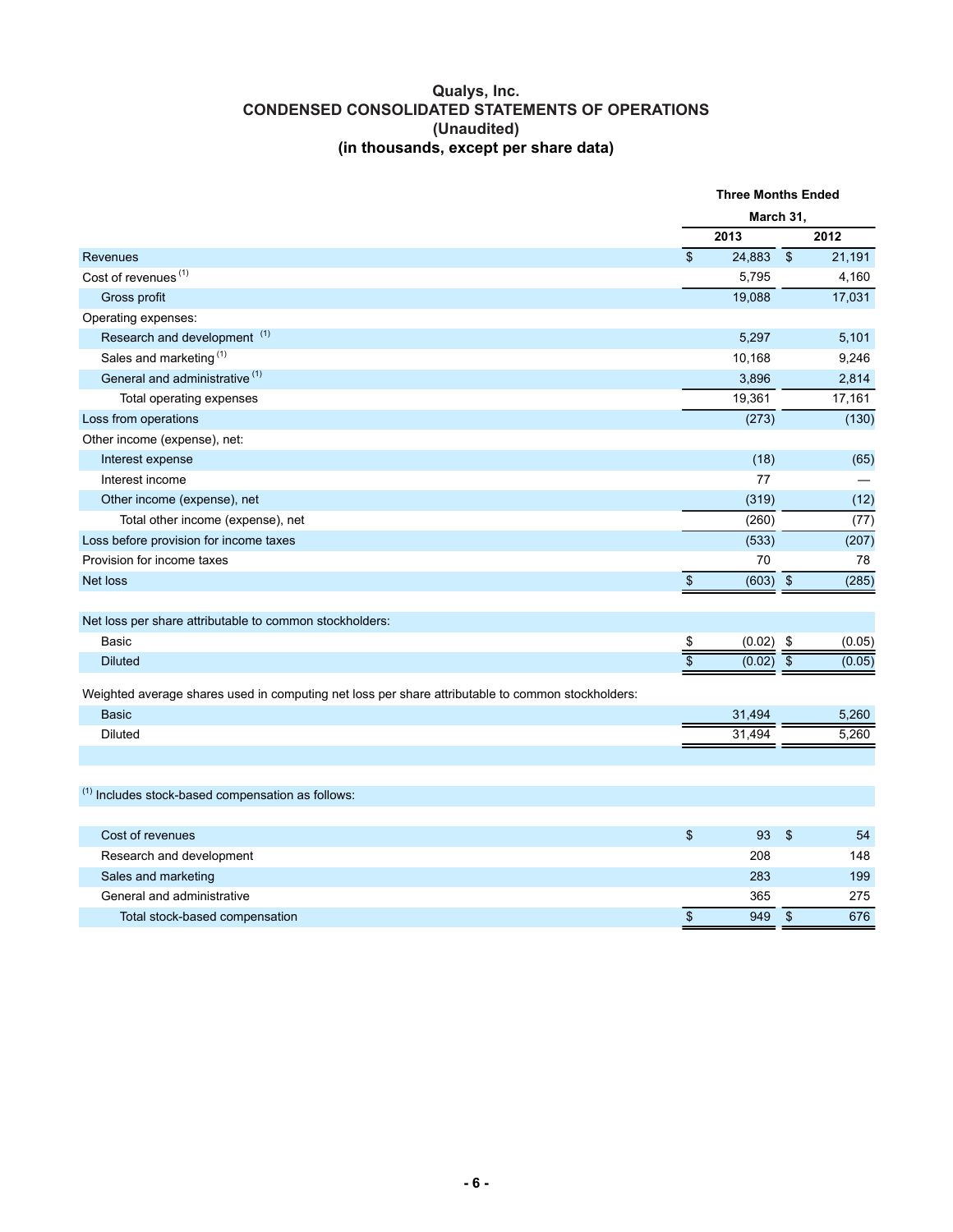# Qualys, Inc.
## CONDENSED CONSOLIDATED STATEMENTS OF OPERATIONS
## (Unaudited)
## (in thousands, except per share data)

| | Three Months Ended March 31, | |
|---|---|---|
| | 2013 | 2012 |
| Revenues | $ 24,883 | $ 21,191 |
| Cost of revenues [1] | 5,795 | 4,160 |
| Gross profit | 19,088 | 17,031 |
| Operating expenses: | | |
| Research and development [1] | 5,297 | 5,101 |
| Sales and marketing [1] | 10,168 | 9,246 |
| General and administrative [1] | 3,896 | 2,814 |
| Total operating expenses | 19,361 | 17,161 |
| Loss from operations | (273) | (130) |
| Other income (expense), net: | | |
| Interest expense | (18) | (65) |
| Interest income | 77 | — |
| Other income (expense), net | (319) | (12) |
| Total other income (expense), net | (260) | (77) |
| Loss before provision for income taxes | (533) | (207) |
| Provision for income taxes | 70 | 78 |
| Net loss | $ (603) | $ (285) |
| Net loss per share attributable to common stockholders: | | |
| Basic | $ (0.02) | $ (0.05) |
| Diluted | $ (0.02) | $ (0.05) |
| Weighted average shares used in computing net loss per share attributable to common stockholders: | | |
| Basic | 31,494 | 5,260 |
| Diluted | 31,494 | 5,260 |

[1] Includes stock-based compensation as follows:

| | 2013 | 2012 |
|---|---|---|
| Cost of revenues | $ 93 | $ 54 |
| Research and development | 208 | 148 |
| Sales and marketing | 283 | 199 |
| General and administrative | 365 | 275 |
| Total stock-based compensation | $ 949 | $ 676 |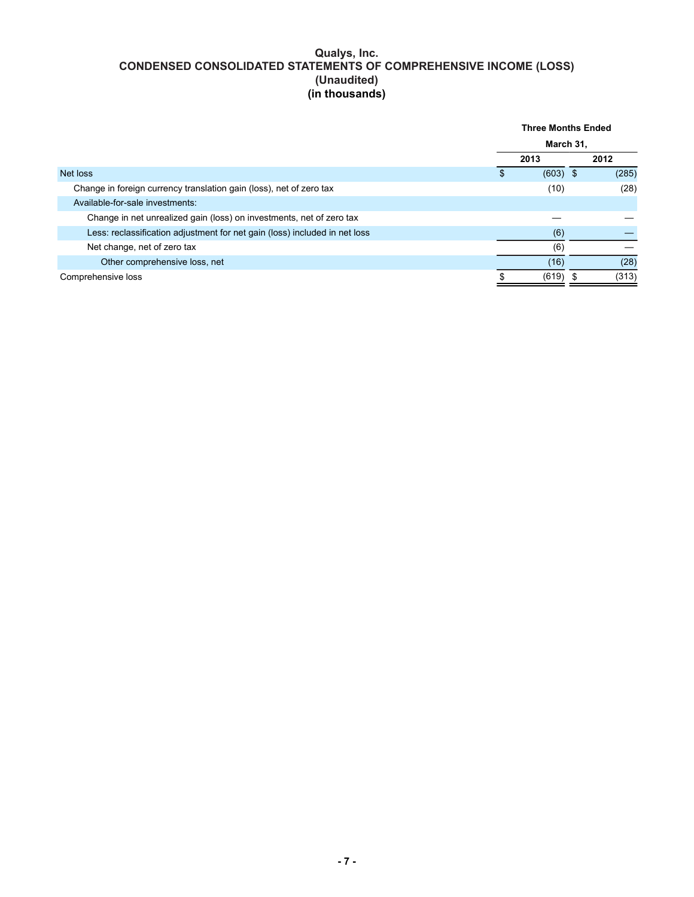# Qualys, Inc.
## CONDENSED CONSOLIDATED STATEMENTS OF COMPREHENSIVE INCOME (LOSS)
### (Unaudited)
### (in thousands)

| | Three Months Ended March 31, | |
|---|---|---|
| | 2013 | 2012 |
| Net loss | $ (603) | $ (285) |
| Change in foreign currency translation gain (loss), net of zero tax | (10) | (28) |
| Available-for-sale investments: | | |
| Change in net unrealized gain (loss) on investments, net of zero tax | — | — |
| Less: reclassification adjustment for net gain (loss) included in net loss | (6) | — |
| Net change, net of zero tax | (6) | — |
| Other comprehensive loss, net | (16) | (28) |
| Comprehensive loss | $ (619) | $ (313) |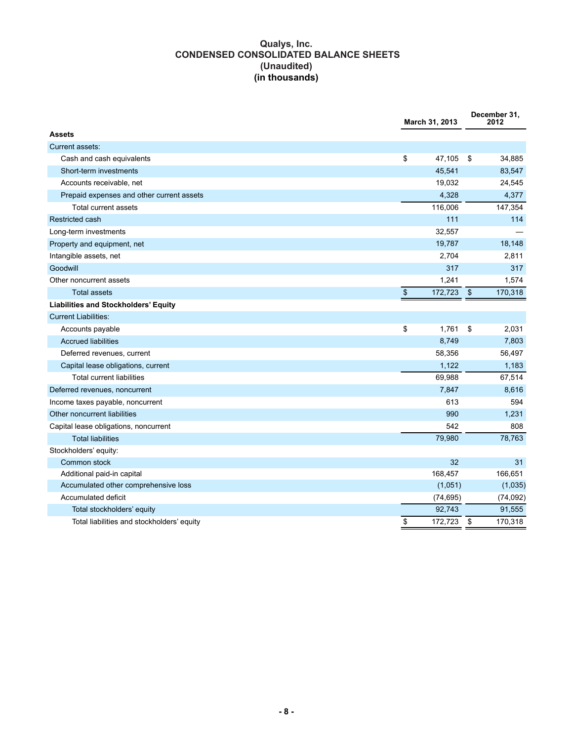# Qualys, Inc.
## CONDENSED CONSOLIDATED BALANCE SHEETS
### (Unaudited)
### (in thousands)

| | March 31, 2013 | December 31, 2012 |
|---|---|---|
| **Assets** | | |
| Current assets: | | |
| Cash and cash equivalents | $ 47,105 | $ 34,885 |
| Short-term investments | 45,541 | 83,547 |
| Accounts receivable, net | 19,032 | 24,545 |
| Prepaid expenses and other current assets | 4,328 | 4,377 |
| Total current assets | 116,006 | 147,354 |
| Restricted cash | 111 | 114 |
| Long-term investments | 32,557 | — |
| Property and equipment, net | 19,787 | 18,148 |
| Intangible assets, net | 2,704 | 2,811 |
| Goodwill | 317 | 317 |
| Other noncurrent assets | 1,241 | 1,574 |
| Total assets | $ 172,723 | $ 170,318 |
| **Liabilities and Stockholders' Equity** | | |
| Current Liabilities: | | |
| Accounts payable | $ 1,761 | $ 2,031 |
| Accrued liabilities | 8,749 | 7,803 |
| Deferred revenues, current | 58,356 | 56,497 |
| Capital lease obligations, current | 1,122 | 1,183 |
| Total current liabilities | 69,988 | 67,514 |
| Deferred revenues, noncurrent | 7,847 | 8,616 |
| Income taxes payable, noncurrent | 613 | 594 |
| Other noncurrent liabilities | 990 | 1,231 |
| Capital lease obligations, noncurrent | 542 | 808 |
| Total liabilities | 79,980 | 78,763 |
| Stockholders' equity: | | |
| Common stock | 32 | 31 |
| Additional paid-in capital | 168,457 | 166,651 |
| Accumulated other comprehensive loss | (1,051) | (1,035) |
| Accumulated deficit | (74,695) | (74,092) |
| Total stockholders' equity | 92,743 | 91,555 |
| Total liabilities and stockholders' equity | $ 172,723 | $ 170,318 |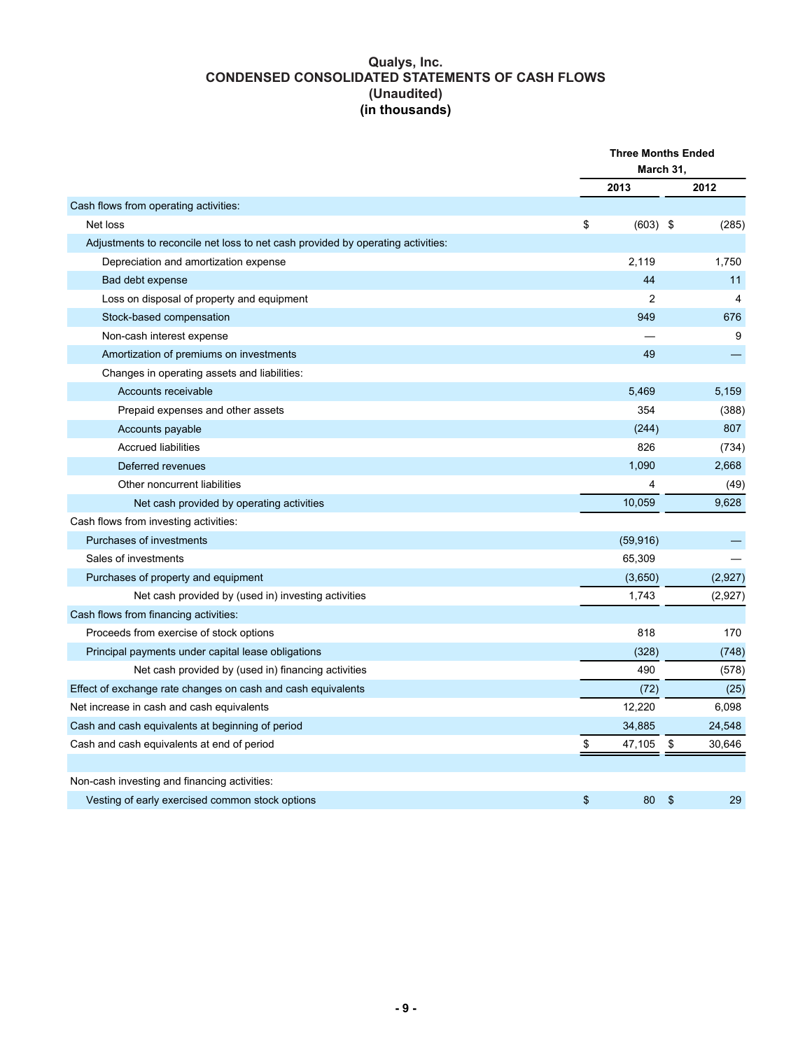# Qualys, Inc.
## CONDENSED CONSOLIDATED STATEMENTS OF CASH FLOWS
## (Unaudited)
## (in thousands)

| | Three Months Ended March 31, | |
|---|---|---|
| | 2013 | 2012 |
| Cash flows from operating activities: | | |
| Net loss | $ (603) | $ (285) |
| Adjustments to reconcile net loss to net cash provided by operating activities: | | |
| Depreciation and amortization expense | 2,119 | 1,750 |
| Bad debt expense | 44 | 11 |
| Loss on disposal of property and equipment | 2 | 4 |
| Stock-based compensation | 949 | 676 |
| Non-cash interest expense | — | 9 |
| Amortization of premiums on investments | 49 | — |
| Changes in operating assets and liabilities: | | |
| Accounts receivable | 5,469 | 5,159 |
| Prepaid expenses and other assets | 354 | (388) |
| Accounts payable | (244) | 807 |
| Accrued liabilities | 826 | (734) |
| Deferred revenues | 1,090 | 2,668 |
| Other noncurrent liabilities | 4 | (49) |
| Net cash provided by operating activities | 10,059 | 9,628 |
| Cash flows from investing activities: | | |
| Purchases of investments | (59,916) | — |
| Sales of investments | 65,309 | — |
| Purchases of property and equipment | (3,650) | (2,927) |
| Net cash provided by (used in) investing activities | 1,743 | (2,927) |
| Cash flows from financing activities: | | |
| Proceeds from exercise of stock options | 818 | 170 |
| Principal payments under capital lease obligations | (328) | (748) |
| Net cash provided by (used in) financing activities | 490 | (578) |
| Effect of exchange rate changes on cash and cash equivalents | (72) | (25) |
| Net increase in cash and cash equivalents | 12,220 | 6,098 |
| Cash and cash equivalents at beginning of period | 34,885 | 24,548 |
| Cash and cash equivalents at end of period | $ 47,105 | $ 30,646 |
| | | |
| Non-cash investing and financing activities: | | |
| Vesting of early exercised common stock options | $ 80 | $ 29 |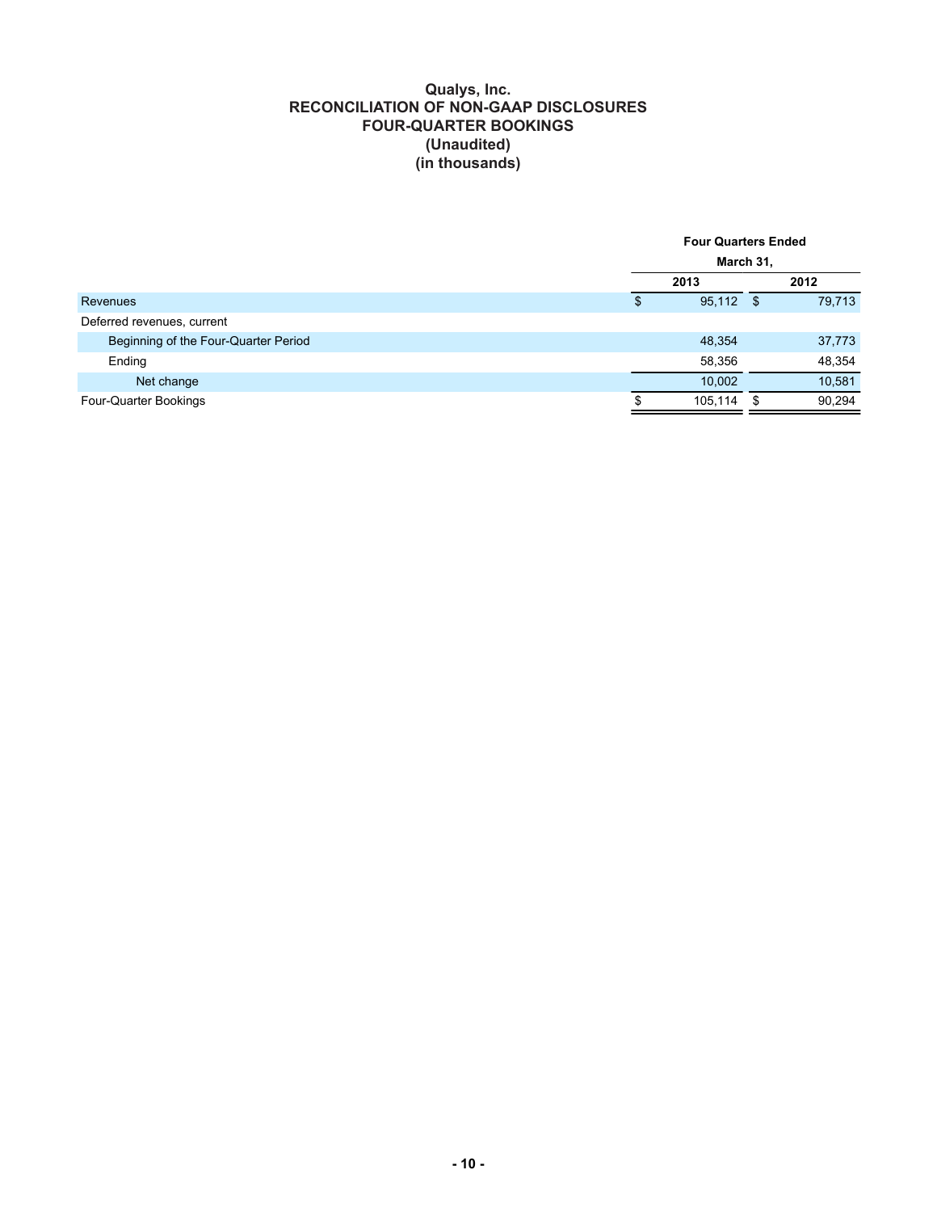# Qualys, Inc.
## RECONCILIATION OF NON-GAAP DISCLOSURES
## FOUR-QUARTER BOOKINGS
## (Unaudited)
## (in thousands)

| | Four Quarters Ended March 31, | |
|---|---|---|
| | 2013 | 2012 |
| Revenues | $ 95,112 | $ 79,713 |
| Deferred revenues, current | | |
| Beginning of the Four-Quarter Period | 48,354 | 37,773 |
| Ending | 58,356 | 48,354 |
| Net change | 10,002 | 10,581 |
| Four-Quarter Bookings | $ 105,114 | $ 90,294 |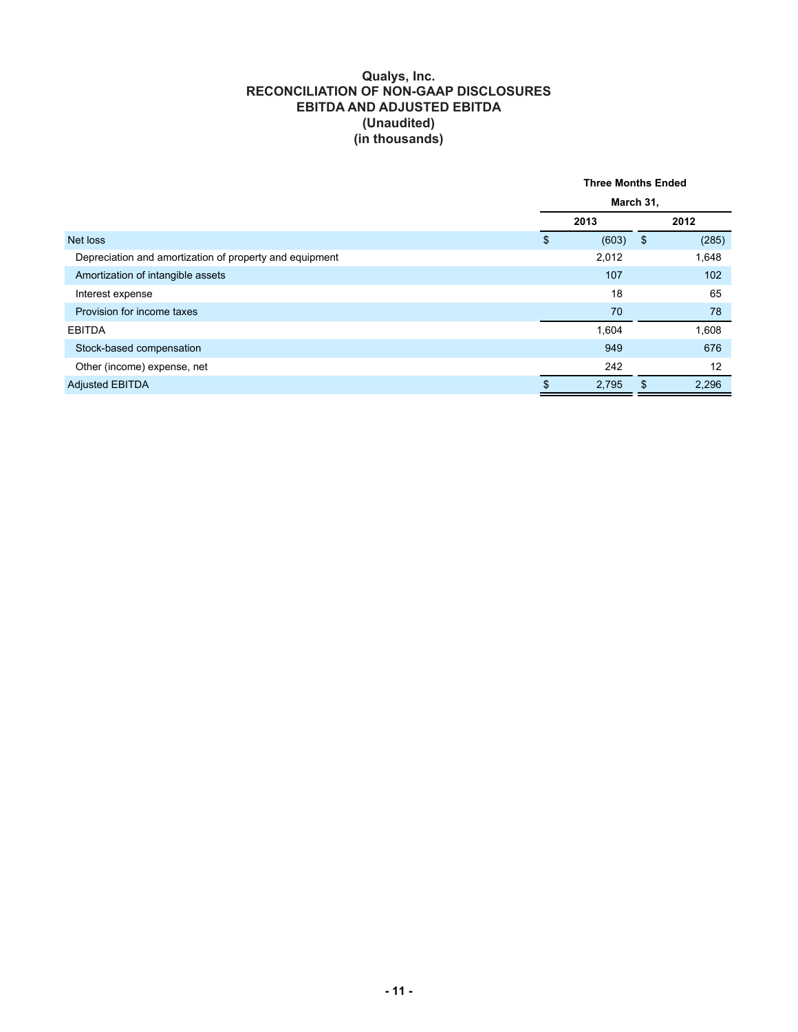# Qualys, Inc.
## RECONCILIATION OF NON-GAAP DISCLOSURES
## EBITDA AND ADJUSTED EBITDA
## (Unaudited)
## (in thousands)

| | Three Months Ended March 31, | |
|---|---|---|
| | 2013 | 2012 |
| Net loss | $ (603) | $ (285) |
| Depreciation and amortization of property and equipment | 2,012 | 1,648 |
| Amortization of intangible assets | 107 | 102 |
| Interest expense | 18 | 65 |
| Provision for income taxes | 70 | 78 |
| EBITDA | 1,604 | 1,608 |
| Stock-based compensation | 949 | 676 |
| Other (income) expense, net | 242 | 12 |
| Adjusted EBITDA | $ 2,795 | $ 2,296 |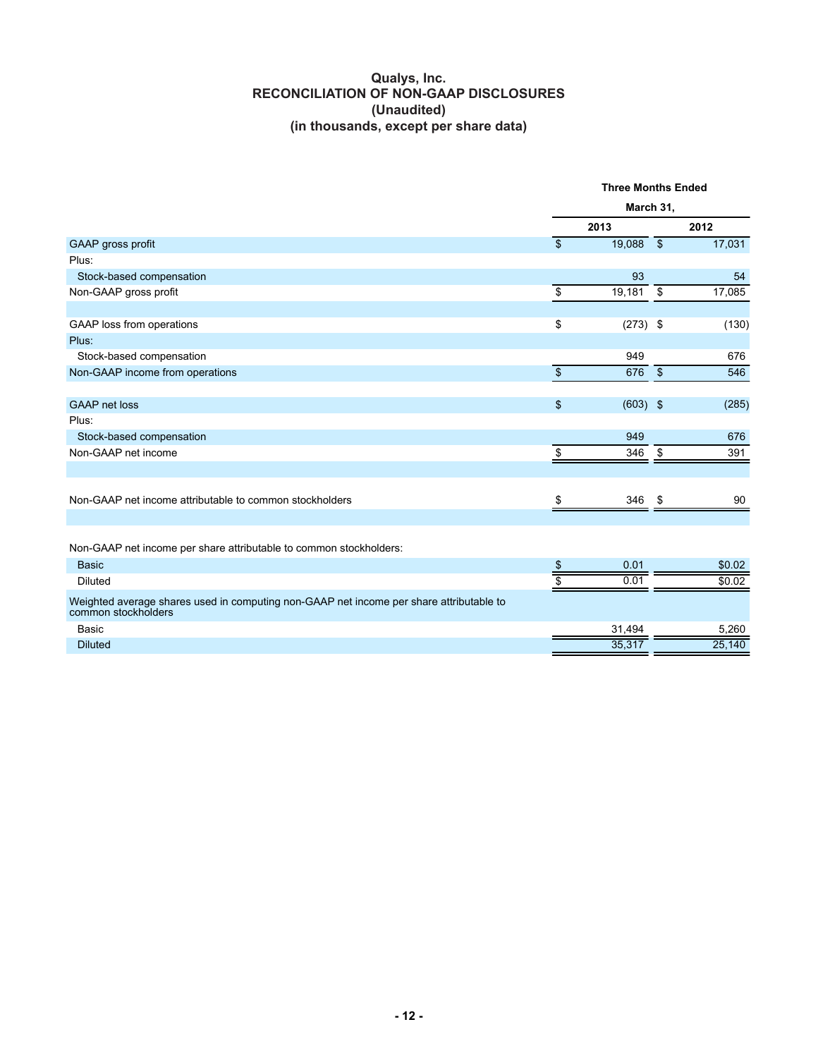# Qualys, Inc.
## RECONCILIATION OF NON-GAAP DISCLOSURES
### (Unaudited)
### (in thousands, except per share data)

| | Three Months Ended March 31, | |
|---|---|---|
| | 2013 | 2012 |
| GAAP gross profit | $ 19,088 | $ 17,031 |
| Plus: | | |
| Stock-based compensation | 93 | 54 |
| Non-GAAP gross profit | $ 19,181 | $ 17,085 |
| | | |
| GAAP loss from operations | $ (273) | $ (130) |
| Plus: | | |
| Stock-based compensation | 949 | 676 |
| Non-GAAP income from operations | $ 676 | $ 546 |
| | | |
| GAAP net loss | $ (603) | $ (285) |
| Plus: | | |
| Stock-based compensation | 949 | 676 |
| Non-GAAP net income | $ 346 | $ 391 |
| | | |
| Non-GAAP net income attributable to common stockholders | $ 346 | $ 90 |
| | | |
| Non-GAAP net income per share attributable to common stockholders: | | |
| Basic | $ 0.01 | $0.02 |
| Diluted | $ 0.01 | $0.02 |
| Weighted average shares used in computing non-GAAP net income per share attributable to common stockholders | | |
| Basic | 31,494 | 5,260 |
| Diluted | 35,317 | 25,140 |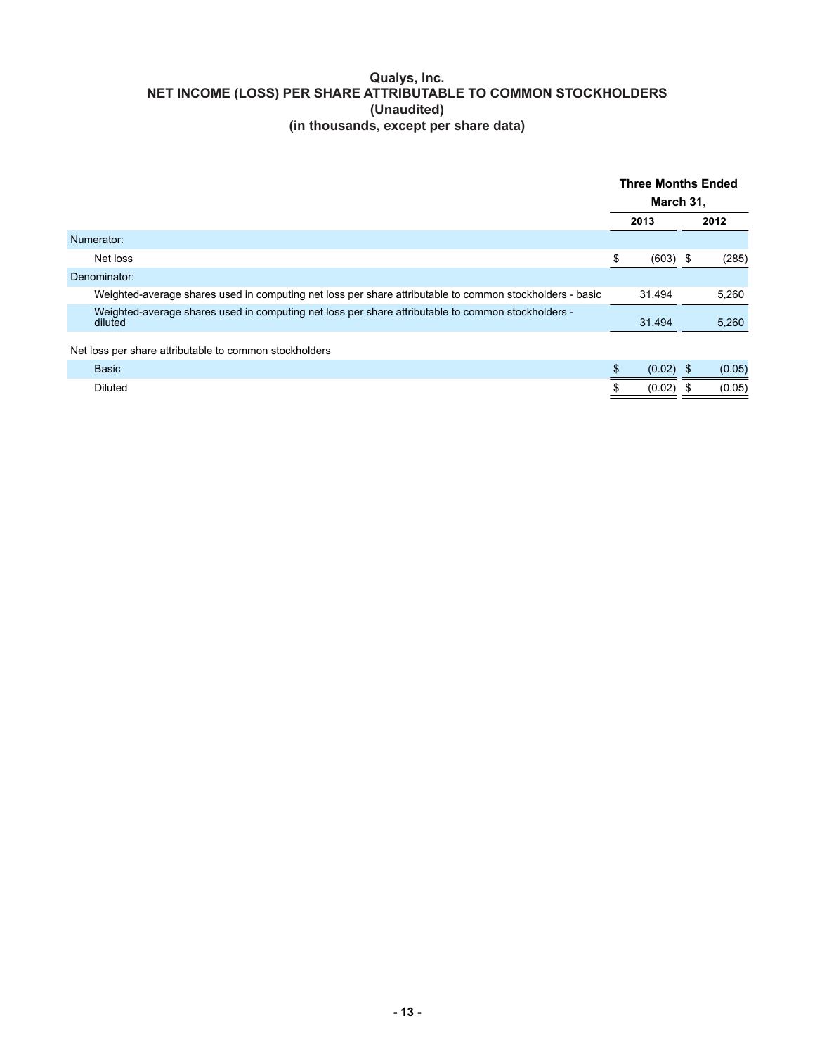# Qualys, Inc.
## NET INCOME (LOSS) PER SHARE ATTRIBUTABLE TO COMMON STOCKHOLDERS
### (Unaudited)
### (in thousands, except per share data)

| | Three Months Ended March 31, | |
|---|---|---|
| | 2013 | 2012 |
| Numerator: | | |
| Net loss | $ (603) | $ (285) |
| Denominator: | | |
| Weighted-average shares used in computing net loss per share attributable to common stockholders - basic | 31,494 | 5,260 |
| Weighted-average shares used in computing net loss per share attributable to common stockholders - diluted | 31,494 | 5,260 |
| Net loss per share attributable to common stockholders | | |
| Basic | $ (0.02) | $ (0.05) |
| Diluted | $ (0.02) | $ (0.05) |